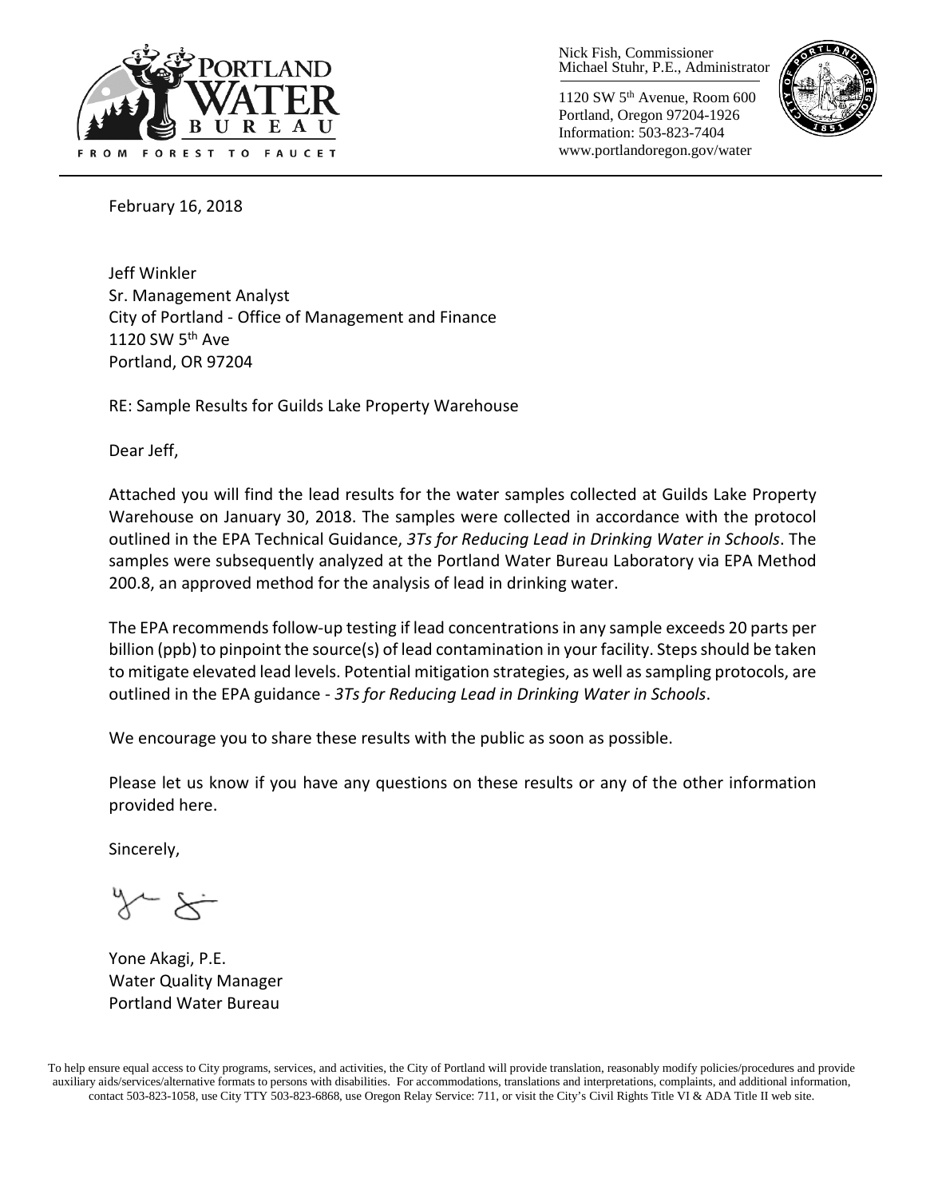Nick Fish, Commissioner
Michael Stuhr, P.E., Administrator

1120 SW 5th Avenue, Room 600
Portland, Oregon 97204-1926
Information: 503-823-7404
www.portlandoregon.gov/water

February 16, 2018

Jeff Winkler
Sr. Management Analyst
City of Portland - Office of Management and Finance
1120 SW 5th Ave
Portland, OR 97204

RE: Sample Results for Guilds Lake Property Warehouse

Dear Jeff,

Attached you will find the lead results for the water samples collected at Guilds Lake Property Warehouse on January 30, 2018. The samples were collected in accordance with the protocol outlined in the EPA Technical Guidance, *3Ts for Reducing Lead in Drinking Water in Schools*. The samples were subsequently analyzed at the Portland Water Bureau Laboratory via EPA Method 200.8, an approved method for the analysis of lead in drinking water.

The EPA recommends follow-up testing if lead concentrations in any sample exceeds 20 parts per billion (ppb) to pinpoint the source(s) of lead contamination in your facility. Steps should be taken to mitigate elevated lead levels. Potential mitigation strategies, as well as sampling protocols, are outlined in the EPA guidance - *3Ts for Reducing Lead in Drinking Water in Schools*.

We encourage you to share these results with the public as soon as possible.

Please let us know if you have any questions on these results or any of the other information provided here.

Sincerely,

Yone Akagi, P.E.
Water Quality Manager
Portland Water Bureau

To help ensure equal access to City programs, services, and activities, the City of Portland will provide translation, reasonably modify policies/procedures and provide auxiliary aids/services/alternative formats to persons with disabilities. For accommodations, translations and interpretations, complaints, and additional information, contact 503-823-1058, use City TTY 503-823-6868, use Oregon Relay Service: 711, or visit the City's Civil Rights Title VI & ADA Title II web site.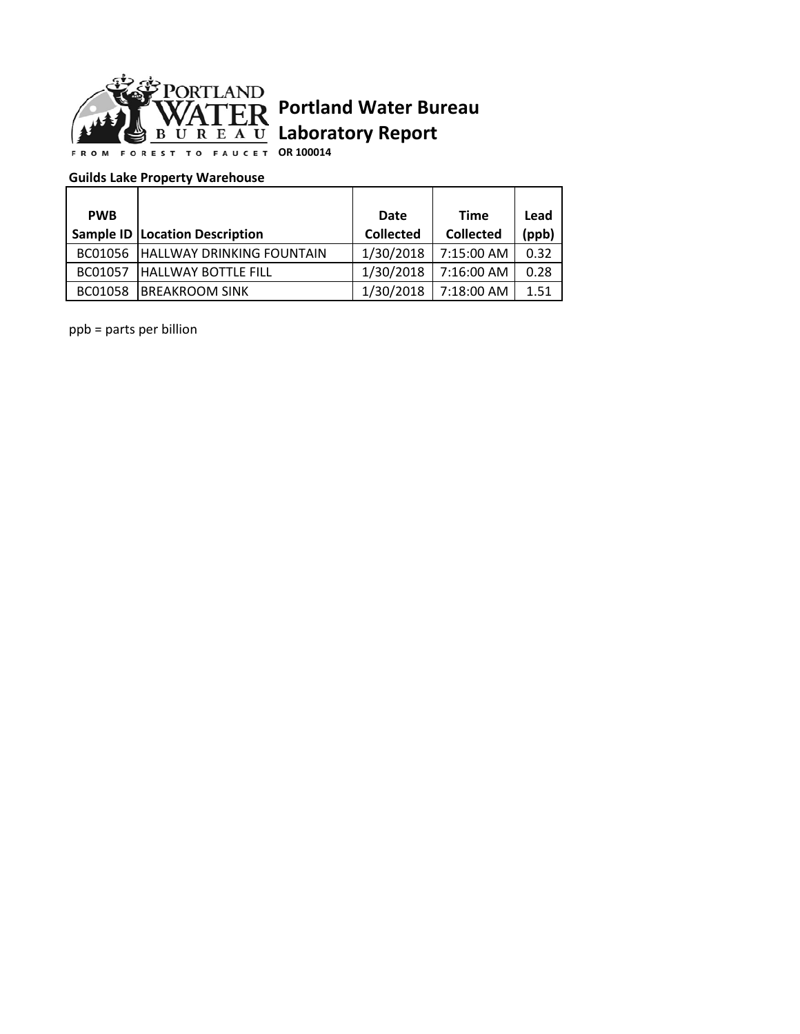# Portland Water Bureau Laboratory Report

**OR 100014**

**Guilds Lake Property Warehouse**

| PWB Sample ID | Location Description | Date Collected | Time Collected | Lead (ppb) |
|---|---|---|---|---|
| BC01056 | HALLWAY DRINKING FOUNTAIN | 1/30/2018 | 7:15:00 AM | 0.32 |
| BC01057 | HALLWAY BOTTLE FILL | 1/30/2018 | 7:16:00 AM | 0.28 |
| BC01058 | BREAKROOM SINK | 1/30/2018 | 7:18:00 AM | 1.51 |

ppb = parts per billion